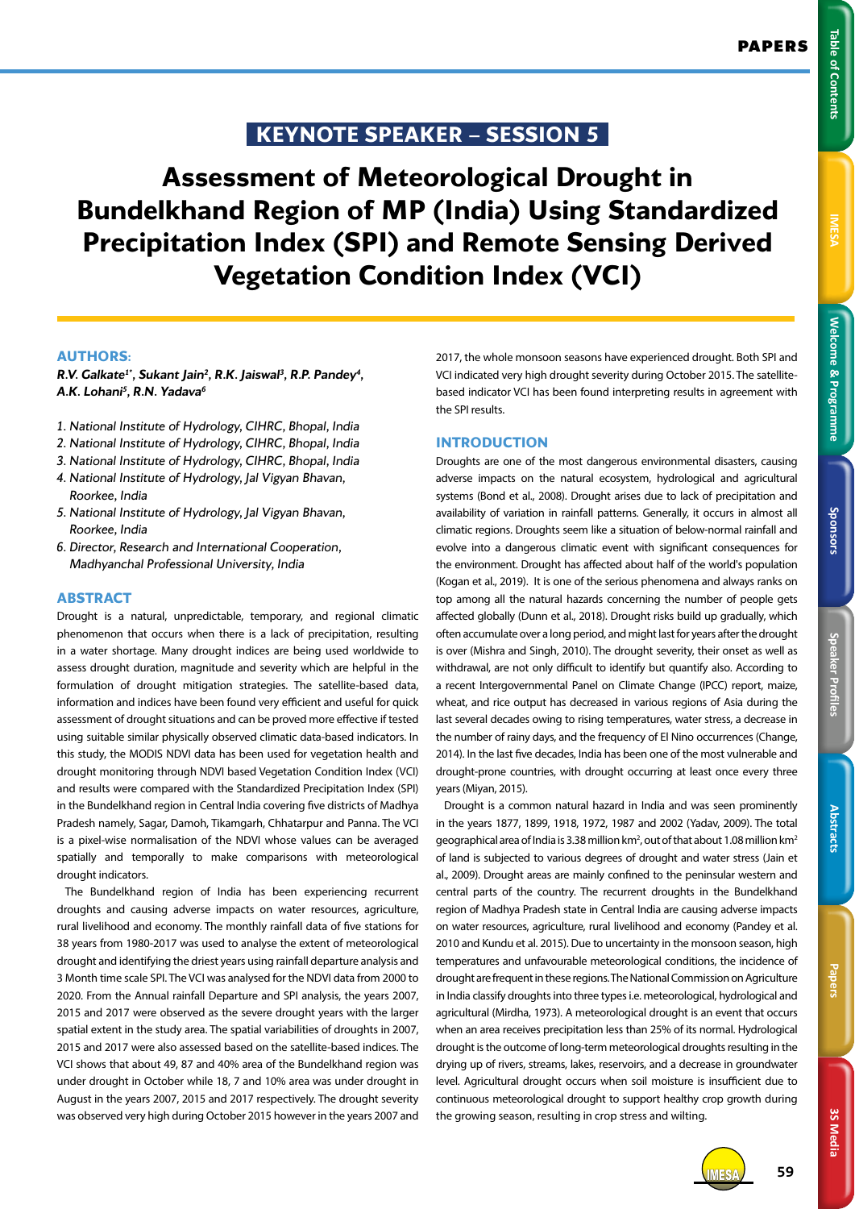KEYNOTE SPEAKER – SESSION 5

# Assessment of Meteorological Drought in Bundelkhand Region of MP (India) Using Standardized Precipitation Index (SPI) and Remote Sensing Derived Vegetation Condition Index (VCI)

## AUTHORS:

***R.V. Galkate[1*], Sukant Jain[2], R.K. Jaiswal[3], R.P. Pandey[4], A.K. Lohani[5], R.N. Yadava[6]***

1. *National Institute of Hydrology, CIHRC, Bhopal, India*
2. *National Institute of Hydrology, CIHRC, Bhopal, India*
3. *National Institute of Hydrology, CIHRC, Bhopal, India*
4. *National Institute of Hydrology, Jal Vigyan Bhavan, Roorkee, India*
5. *National Institute of Hydrology, Jal Vigyan Bhavan, Roorkee, India*
6. *Director, Research and International Cooperation, Madhyanchal Professional University, India*

## ABSTRACT

Drought is a natural, unpredictable, temporary, and regional climatic phenomenon that occurs when there is a lack of precipitation, resulting in a water shortage. Many drought indices are being used worldwide to assess drought duration, magnitude and severity which are helpful in the formulation of drought mitigation strategies. The satellite-based data, information and indices have been found very efficient and useful for quick assessment of drought situations and can be proved more effective if tested using suitable similar physically observed climatic data-based indicators. In this study, the MODIS NDVI data has been used for vegetation health and drought monitoring through NDVI based Vegetation Condition Index (VCI) and results were compared with the Standardized Precipitation Index (SPI) in the Bundelkhand region in Central India covering five districts of Madhya Pradesh namely, Sagar, Damoh, Tikamgarh, Chhatarpur and Panna. The VCI is a pixel-wise normalisation of the NDVI whose values can be averaged spatially and temporally to make comparisons with meteorological drought indicators.

The Bundelkhand region of India has been experiencing recurrent droughts and causing adverse impacts on water resources, agriculture, rural livelihood and economy. The monthly rainfall data of five stations for 38 years from 1980-2017 was used to analyse the extent of meteorological drought and identifying the driest years using rainfall departure analysis and 3 Month time scale SPI. The VCI was analysed for the NDVI data from 2000 to 2020. From the Annual rainfall Departure and SPI analysis, the years 2007, 2015 and 2017 were observed as the severe drought years with the larger spatial extent in the study area. The spatial variabilities of droughts in 2007, 2015 and 2017 were also assessed based on the satellite-based indices. The VCI shows that about 49, 87 and 40% area of the Bundelkhand region was under drought in October while 18, 7 and 10% area was under drought in August in the years 2007, 2015 and 2017 respectively. The drought severity was observed very high during October 2015 however in the years 2007 and 2017, the whole monsoon seasons have experienced drought. Both SPI and VCI indicated very high drought severity during October 2015. The satellite-based indicator VCI has been found interpreting results in agreement with the SPI results.

## INTRODUCTION

Droughts are one of the most dangerous environmental disasters, causing adverse impacts on the natural ecosystem, hydrological and agricultural systems (Bond et al., 2008). Drought arises due to lack of precipitation and availability of variation in rainfall patterns. Generally, it occurs in almost all climatic regions. Droughts seem like a situation of below-normal rainfall and evolve into a dangerous climatic event with significant consequences for the environment. Drought has affected about half of the world's population (Kogan et al., 2019). It is one of the serious phenomena and always ranks on top among all the natural hazards concerning the number of people gets affected globally (Dunn et al., 2018). Drought risks build up gradually, which often accumulate over a long period, and might last for years after the drought is over (Mishra and Singh, 2010). The drought severity, their onset as well as withdrawal, are not only difficult to identify but quantify also. According to a recent Intergovernmental Panel on Climate Change (IPCC) report, maize, wheat, and rice output has decreased in various regions of Asia during the last several decades owing to rising temperatures, water stress, a decrease in the number of rainy days, and the frequency of El Nino occurrences (Change, 2014). In the last five decades, India has been one of the most vulnerable and drought-prone countries, with drought occurring at least once every three years (Miyan, 2015).

Drought is a common natural hazard in India and was seen prominently in the years 1877, 1899, 1918, 1972, 1987 and 2002 (Yadav, 2009). The total geographical area of India is 3.38 million km$^2$, out of that about 1.08 million km$^2$ of land is subjected to various degrees of drought and water stress (Jain et al., 2009). Drought areas are mainly confined to the peninsular western and central parts of the country. The recurrent droughts in the Bundelkhand region of Madhya Pradesh state in Central India are causing adverse impacts on water resources, agriculture, rural livelihood and economy (Pandey et al. 2010 and Kundu et al. 2015). Due to uncertainty in the monsoon season, high temperatures and unfavourable meteorological conditions, the incidence of drought are frequent in these regions. The National Commission on Agriculture in India classify droughts into three types i.e. meteorological, hydrological and agricultural (Mirdha, 1973). A meteorological drought is an event that occurs when an area receives precipitation less than 25% of its normal. Hydrological drought is the outcome of long-term meteorological droughts resulting in the drying up of rivers, streams, lakes, reservoirs, and a decrease in groundwater level. Agricultural drought occurs when soil moisture is insufficient due to continuous meteorological drought to support healthy crop growth during the growing season, resulting in crop stress and wilting.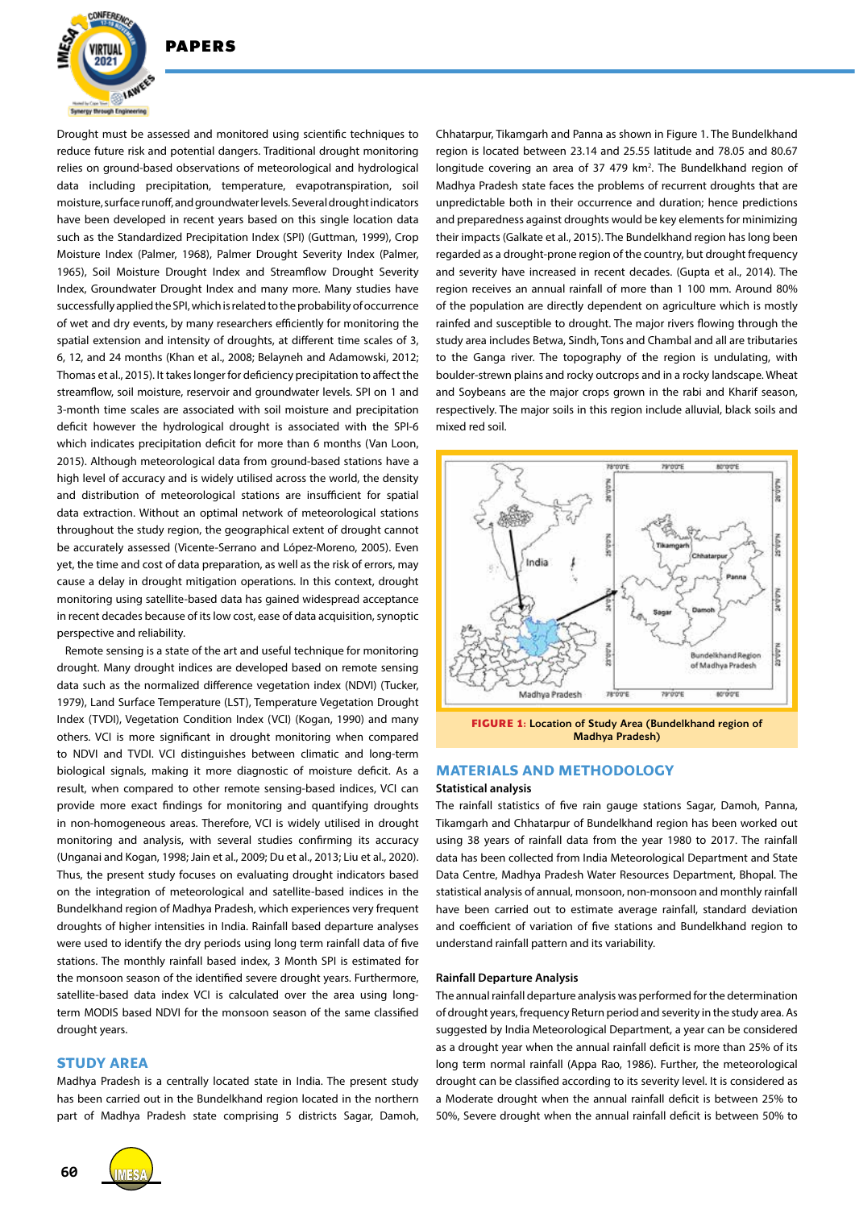Drought must be assessed and monitored using scientific techniques to reduce future risk and potential dangers. Traditional drought monitoring relies on ground-based observations of meteorological and hydrological data including precipitation, temperature, evapotranspiration, soil moisture, surface runoff, and groundwater levels. Several drought indicators have been developed in recent years based on this single location data such as the Standardized Precipitation Index (SPI) (Guttman, 1999), Crop Moisture Index (Palmer, 1968), Palmer Drought Severity Index (Palmer, 1965), Soil Moisture Drought Index and Streamflow Drought Severity Index, Groundwater Drought Index and many more. Many studies have successfully applied the SPI, which is related to the probability of occurrence of wet and dry events, by many researchers efficiently for monitoring the spatial extension and intensity of droughts, at different time scales of 3, 6, 12, and 24 months (Khan et al., 2008; Belayneh and Adamowski, 2012; Thomas et al., 2015). It takes longer for deficiency precipitation to affect the streamflow, soil moisture, reservoir and groundwater levels. SPI on 1 and 3-month time scales are associated with soil moisture and precipitation deficit however the hydrological drought is associated with the SPI-6 which indicates precipitation deficit for more than 6 months (Van Loon, 2015). Although meteorological data from ground-based stations have a high level of accuracy and is widely utilised across the world, the density and distribution of meteorological stations are insufficient for spatial data extraction. Without an optimal network of meteorological stations throughout the study region, the geographical extent of drought cannot be accurately assessed (Vicente-Serrano and López-Moreno, 2005). Even yet, the time and cost of data preparation, as well as the risk of errors, may cause a delay in drought mitigation operations. In this context, drought monitoring using satellite-based data has gained widespread acceptance in recent decades because of its low cost, ease of data acquisition, synoptic perspective and reliability.

Remote sensing is a state of the art and useful technique for monitoring drought. Many drought indices are developed based on remote sensing data such as the normalized difference vegetation index (NDVI) (Tucker, 1979), Land Surface Temperature (LST), Temperature Vegetation Drought Index (TVDI), Vegetation Condition Index (VCI) (Kogan, 1990) and many others. VCI is more significant in drought monitoring when compared to NDVI and TVDI. VCI distinguishes between climatic and long-term biological signals, making it more diagnostic of moisture deficit. As a result, when compared to other remote sensing-based indices, VCI can provide more exact findings for monitoring and quantifying droughts in non-homogeneous areas. Therefore, VCI is widely utilised in drought monitoring and analysis, with several studies confirming its accuracy (Unganai and Kogan, 1998; Jain et al., 2009; Du et al., 2013; Liu et al., 2020). Thus, the present study focuses on evaluating drought indicators based on the integration of meteorological and satellite-based indices in the Bundelkhand region of Madhya Pradesh, which experiences very frequent droughts of higher intensities in India. Rainfall based departure analyses were used to identify the dry periods using long term rainfall data of five stations. The monthly rainfall based index, 3 Month SPI is estimated for the monsoon season of the identified severe drought years. Furthermore, satellite-based data index VCI is calculated over the area using long-term MODIS based NDVI for the monsoon season of the same classified drought years.

## STUDY AREA

Madhya Pradesh is a centrally located state in India. The present study has been carried out in the Bundelkhand region located in the northern part of Madhya Pradesh state comprising 5 districts Sagar, Damoh, Chhatarpur, Tikamgarh and Panna as shown in Figure 1. The Bundelkhand region is located between 23.14 and 25.55 latitude and 78.05 and 80.67 longitude covering an area of 37 479 km$^2$. The Bundelkhand region of Madhya Pradesh state faces the problems of recurrent droughts that are unpredictable both in their occurrence and duration; hence predictions and preparedness against droughts would be key elements for minimizing their impacts (Galkate et al., 2015). The Bundelkhand region has long been regarded as a drought-prone region of the country, but drought frequency and severity have increased in recent decades. (Gupta et al., 2014). The region receives an annual rainfall of more than 1 100 mm. Around 80% of the population are directly dependent on agriculture which is mostly rainfed and susceptible to drought. The major rivers flowing through the study area includes Betwa, Sindh, Tons and Chambal and all are tributaries to the Ganga river. The topography of the region is undulating, with boulder-strewn plains and rocky outcrops and in a rocky landscape. Wheat and Soybeans are the major crops grown in the rabi and Kharif season, respectively. The major soils in this region include alluvial, black soils and mixed red soil.

**FIGURE 1:** Location of Study Area (Bundelkhand region of Madhya Pradesh)

## MATERIALS AND METHODOLOGY

### Statistical analysis

The rainfall statistics of five rain gauge stations Sagar, Damoh, Panna, Tikamgarh and Chhatarpur of Bundelkhand region has been worked out using 38 years of rainfall data from the year 1980 to 2017. The rainfall data has been collected from India Meteorological Department and State Data Centre, Madhya Pradesh Water Resources Department, Bhopal. The statistical analysis of annual, monsoon, non-monsoon and monthly rainfall have been carried out to estimate average rainfall, standard deviation and coefficient of variation of five stations and Bundelkhand region to understand rainfall pattern and its variability.

### Rainfall Departure Analysis

The annual rainfall departure analysis was performed for the determination of drought years, frequency Return period and severity in the study area. As suggested by India Meteorological Department, a year can be considered as a drought year when the annual rainfall deficit is more than 25% of its long term normal rainfall (Appa Rao, 1986). Further, the meteorological drought can be classified according to its severity level. It is considered as a Moderate drought when the annual rainfall deficit is between 25% to 50%, Severe drought when the annual rainfall deficit is between 50% to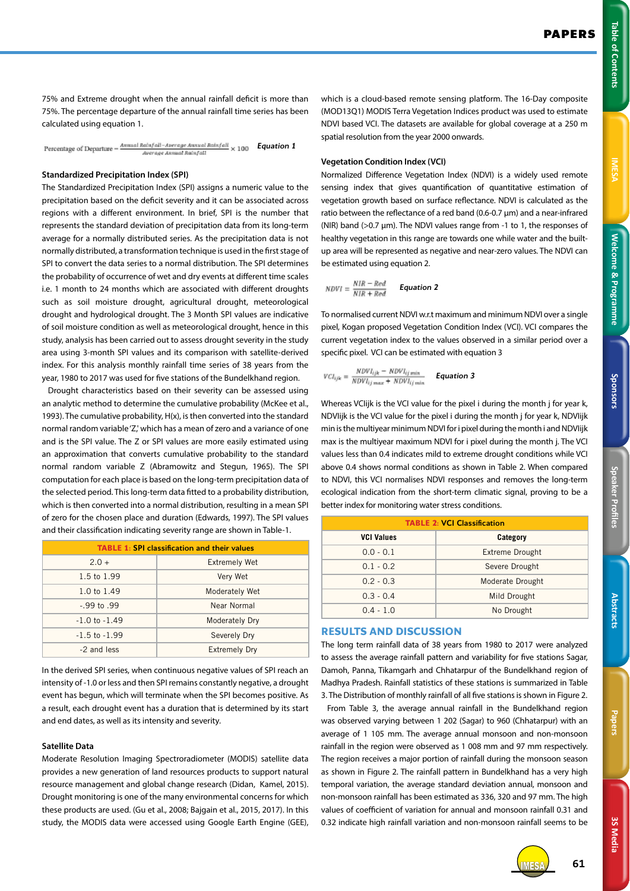75% and Extreme drought when the annual rainfall deficit is more than 75%. The percentage departure of the annual rainfall time series has been calculated using equation 1.

$$\text{Percentage of Departure} = \frac{\text{Annual Rainfall} - \text{Average Annual Rainfall}}{\text{Average Annual Rainfall}} \times 100 \quad \textit{Equation 1}$$

### Standardized Precipitation Index (SPI)

The Standardized Precipitation Index (SPI) assigns a numeric value to the precipitation based on the deficit severity and it can be associated across regions with a different environment. In brief, SPI is the number that represents the standard deviation of precipitation data from its long-term average for a normally distributed series. As the precipitation data is not normally distributed, a transformation technique is used in the first stage of SPI to convert the data series to a normal distribution. The SPI determines the probability of occurrence of wet and dry events at different time scales i.e. 1 month to 24 months which are associated with different droughts such as soil moisture drought, agricultural drought, meteorological drought and hydrological drought. The 3 Month SPI values are indicative of soil moisture condition as well as meteorological drought, hence in this study, analysis has been carried out to assess drought severity in the study area using 3-month SPI values and its comparison with satellite-derived index. For this analysis monthly rainfall time series of 38 years from the year, 1980 to 2017 was used for five stations of the Bundelkhand region.

Drought characteristics based on their severity can be assessed using an analytic method to determine the cumulative probability (McKee et al., 1993). The cumulative probability, H(x), is then converted into the standard normal random variable 'Z,' which has a mean of zero and a variance of one and is the SPI value. The Z or SPI values are more easily estimated using an approximation that converts cumulative probability to the standard normal random variable Z (Abramowitz and Stegun, 1965). The SPI computation for each place is based on the long-term precipitation data of the selected period. This long-term data fitted to a probability distribution, which is then converted into a normal distribution, resulting in a mean SPI of zero for the chosen place and duration (Edwards, 1997). The SPI values and their classification indicating severity range are shown in Table-1.

| **TABLE 1: SPI classification and their values** | |
|---|---|
| 2.0 + | Extremely Wet |
| 1.5 to 1.99 | Very Wet |
| 1.0 to 1.49 | Moderately Wet |
| -.99 to .99 | Near Normal |
| -1.0 to -1.49 | Moderately Dry |
| -1.5 to -1.99 | Severely Dry |
| -2 and less | Extremely Dry |

In the derived SPI series, when continuous negative values of SPI reach an intensity of -1.0 or less and then SPI remains constantly negative, a drought event has begun, which will terminate when the SPI becomes positive. As a result, each drought event has a duration that is determined by its start and end dates, as well as its intensity and severity.

### Satellite Data

Moderate Resolution Imaging Spectroradiometer (MODIS) satellite data provides a new generation of land resources products to support natural resource management and global change research (Didan, Kamel, 2015). Drought monitoring is one of the many environmental concerns for which these products are used. (Gu et al., 2008; Bajgain et al., 2015, 2017). In this study, the MODIS data were accessed using Google Earth Engine (GEE), which is a cloud-based remote sensing platform. The 16-Day composite (MOD13Q1) MODIS Terra Vegetation Indices product was used to estimate NDVI based VCI. The datasets are available for global coverage at a 250 m spatial resolution from the year 2000 onwards.

### Vegetation Condition Index (VCI)

Normalized Difference Vegetation Index (NDVI) is a widely used remote sensing index that gives quantification of quantitative estimation of vegetation growth based on surface reflectance. NDVI is calculated as the ratio between the reflectance of a red band (0.6-0.7 µm) and a near-infrared (NIR) band (>0.7 µm). The NDVI values range from -1 to 1, the responses of healthy vegetation in this range are towards one while water and the built-up area will be represented as negative and near-zero values. The NDVI can be estimated using equation 2.

$$NDVI = \frac{NIR - Red}{NIR + Red} \quad \textit{Equation 2}$$

To normalised current NDVI w.r.t maximum and minimum NDVI over a single pixel, Kogan proposed Vegetation Condition Index (VCI). VCI compares the current vegetation index to the values observed in a similar period over a specific pixel. VCI can be estimated with equation 3

$$VCI_{ijk} = \frac{NDVI_{ijk} - NDVI_{ij\,min}}{NDVI_{ij\,max} + NDVI_{ij\,min}} \quad \textit{Equation 3}$$

Whereas VCIijk is the VCI value for the pixel i during the month j for year k, NDVIijk is the VCI value for the pixel i during the month j for year k, NDVIijk min is the multiyear minimum NDVI for i pixel during the month i and NDVIijk max is the multiyear maximum NDVI for i pixel during the month j. The VCI values less than 0.4 indicates mild to extreme drought conditions while VCI above 0.4 shows normal conditions as shown in Table 2. When compared to NDVI, this VCI normalises NDVI responses and removes the long-term ecological indication from the short-term climatic signal, proving to be a better index for monitoring water stress conditions.

| **TABLE 2: VCI Classification** | |
|---|---|
| **VCI Values** | **Category** |
| 0.0 - 0.1 | Extreme Drought |
| 0.1 - 0.2 | Severe Drought |
| 0.2 - 0.3 | Moderate Drought |
| 0.3 - 0.4 | Mild Drought |
| 0.4 - 1.0 | No Drought |

## RESULTS AND DISCUSSION

The long term rainfall data of 38 years from 1980 to 2017 were analyzed to assess the average rainfall pattern and variability for five stations Sagar, Damoh, Panna, Tikamgarh and Chhatarpur of the Bundelkhand region of Madhya Pradesh. Rainfall statistics of these stations is summarized in Table 3. The Distribution of monthly rainfall of all five stations is shown in Figure 2.

From Table 3, the average annual rainfall in the Bundelkhand region was observed varying between 1 202 (Sagar) to 960 (Chhatarpur) with an average of 1 105 mm. The average annual monsoon and non-monsoon rainfall in the region were observed as 1 008 mm and 97 mm respectively. The region receives a major portion of rainfall during the monsoon season as shown in Figure 2. The rainfall pattern in Bundelkhand has a very high temporal variation, the average standard deviation annual, monsoon and non-monsoon rainfall has been estimated as 336, 320 and 97 mm. The high values of coefficient of variation for annual and monsoon rainfall 0.31 and 0.32 indicate high rainfall variation and non-monsoon rainfall seems to be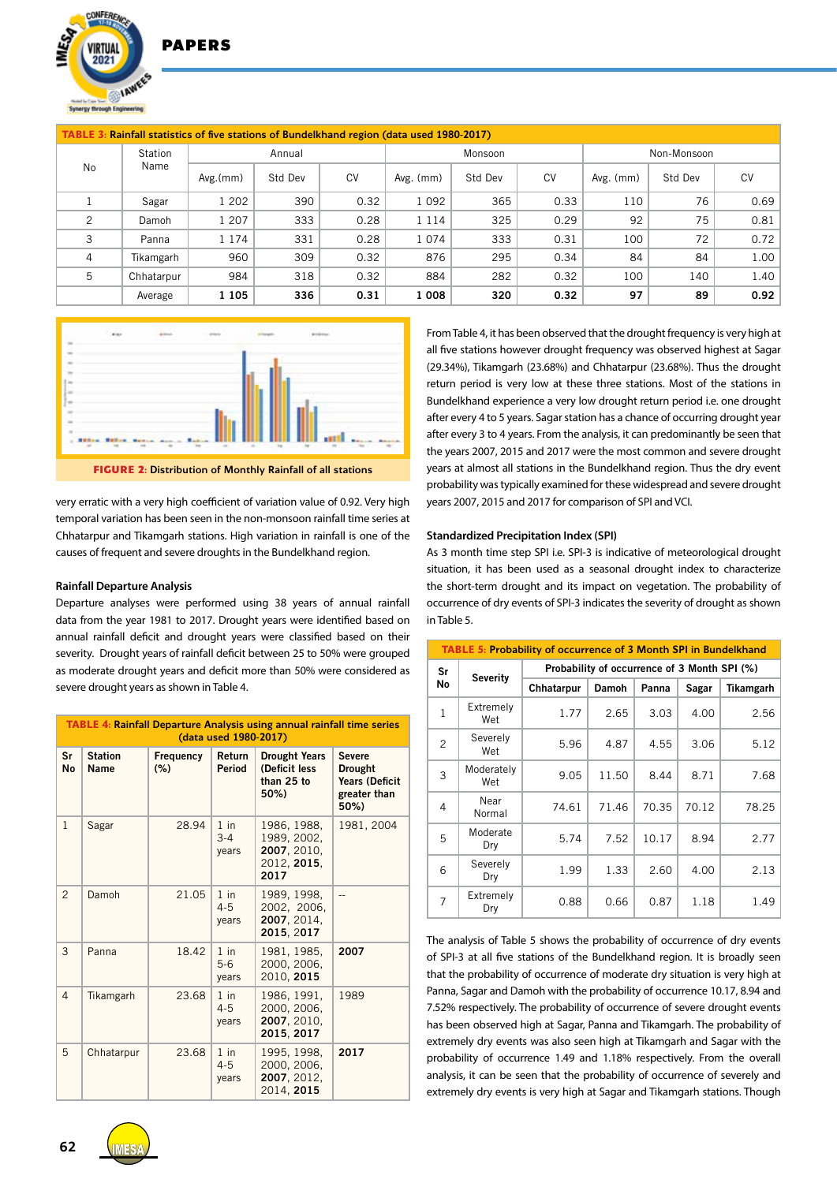**TABLE 3: Rainfall statistics of five stations of Bundelkhand region (data used 1980-2017)**

| No | Station Name | Annual | | | Monsoon | | | Non-Monsoon | | |
|---|---|---|---|---|---|---|---|---|---|---|
| | | Avg.(mm) | Std Dev | CV | Avg. (mm) | Std Dev | CV | Avg. (mm) | Std Dev | CV |
| 1 | Sagar | 1 202 | 390 | 0.32 | 1 092 | 365 | 0.33 | 110 | 76 | 0.69 |
| 2 | Damoh | 1 207 | 333 | 0.28 | 1 114 | 325 | 0.29 | 92 | 75 | 0.81 |
| 3 | Panna | 1 174 | 331 | 0.28 | 1 074 | 333 | 0.31 | 100 | 72 | 0.72 |
| 4 | Tikamgarh | 960 | 309 | 0.32 | 876 | 295 | 0.34 | 84 | 84 | 1.00 |
| 5 | Chhatarpur | 984 | 318 | 0.32 | 884 | 282 | 0.32 | 100 | 140 | 1.40 |
| | Average | **1 105** | **336** | **0.31** | **1 008** | **320** | **0.32** | **97** | **89** | **0.92** |

**FIGURE 2: Distribution of Monthly Rainfall of all stations**

very erratic with a very high coefficient of variation value of 0.92. Very high temporal variation has been seen in the non-monsoon rainfall time series at Chhatarpur and Tikamgarh stations. High variation in rainfall is one of the causes of frequent and severe droughts in the Bundelkhand region.

### Rainfall Departure Analysis

Departure analyses were performed using 38 years of annual rainfall data from the year 1981 to 2017. Drought years were identified based on annual rainfall deficit and drought years were classified based on their severity. Drought years of rainfall deficit between 25 to 50% were grouped as moderate drought years and deficit more than 50% were considered as severe drought years as shown in Table 4.

**TABLE 4: Rainfall Departure Analysis using annual rainfall time series (data used 1980-2017)**

| Sr No | Station Name | Frequency (%) | Return Period | Drought Years (Deficit less than 25 to 50%) | Severe Drought Years (Deficit greater than 50%) |
|---|---|---|---|---|---|
| 1 | Sagar | 28.94 | 1 in 3-4 years | 1986, 1988, 1989, 2002, **2007**, 2010, 2012, **2015**, **2017** | 1981, 2004 |
| 2 | Damoh | 21.05 | 1 in 4-5 years | 1989, 1998, 2002, 2006, **2007**, 2014, **2015**, **2017** | -- |
| 3 | Panna | 18.42 | 1 in 5-6 years | 1981, 1985, 2000, 2006, 2010, **2015** | **2007** |
| 4 | Tikamgarh | 23.68 | 1 in 4-5 years | 1986, 1991, 2000, 2006, **2007**, 2010, **2015**, **2017** | 1989 |
| 5 | Chhatarpur | 23.68 | 1 in 4-5 years | 1995, 1998, 2000, 2006, **2007**, 2012, 2014, **2015** | **2017** |

From Table 4, it has been observed that the drought frequency is very high at all five stations however drought frequency was observed highest at Sagar (29.34%), Tikamgarh (23.68%) and Chhatarpur (23.68%). Thus the drought return period is very low at these three stations. Most of the stations in Bundelkhand experience a very low drought return period i.e. one drought after every 4 to 5 years. Sagar station has a chance of occurring drought year after every 3 to 4 years. From the analysis, it can predominantly be seen that the years 2007, 2015 and 2017 were the most common and severe drought years at almost all stations in the Bundelkhand region. Thus the dry event probability was typically examined for these widespread and severe drought years 2007, 2015 and 2017 for comparison of SPI and VCI.

### Standardized Precipitation Index (SPI)

As 3 month time step SPI i.e. SPI-3 is indicative of meteorological drought situation, it has been used as a seasonal drought index to characterize the short-term drought and its impact on vegetation. The probability of occurrence of dry events of SPI-3 indicates the severity of drought as shown in Table 5.

**TABLE 5: Probability of occurrence of 3 Month SPI in Bundelkhand**

| Sr No | Severity | Probability of occurrence of 3 Month SPI (%) | | | | |
|---|---|---|---|---|---|---|
| | | Chhatarpur | Damoh | Panna | Sagar | Tikamgarh |
| 1 | Extremely Wet | 1.77 | 2.65 | 3.03 | 4.00 | 2.56 |
| 2 | Severely Wet | 5.96 | 4.87 | 4.55 | 3.06 | 5.12 |
| 3 | Moderately Wet | 9.05 | 11.50 | 8.44 | 8.71 | 7.68 |
| 4 | Near Normal | 74.61 | 71.46 | 70.35 | 70.12 | 78.25 |
| 5 | Moderate Dry | 5.74 | 7.52 | 10.17 | 8.94 | 2.77 |
| 6 | Severely Dry | 1.99 | 1.33 | 2.60 | 4.00 | 2.13 |
| 7 | Extremely Dry | 0.88 | 0.66 | 0.87 | 1.18 | 1.49 |

The analysis of Table 5 shows the probability of occurrence of dry events of SPI-3 at all five stations of the Bundelkhand region. It is broadly seen that the probability of occurrence of moderate dry situation is very high at Panna, Sagar and Damoh with the probability of occurrence 10.17, 8.94 and 7.52% respectively. The probability of occurrence of severe drought events has been observed high at Sagar, Panna and Tikamgarh. The probability of extremely dry events was also seen high at Tikamgarh and Sagar with the probability of occurrence 1.49 and 1.18% respectively. From the overall analysis, it can be seen that the probability of occurrence of severely and extremely dry events is very high at Sagar and Tikamgarh stations. Though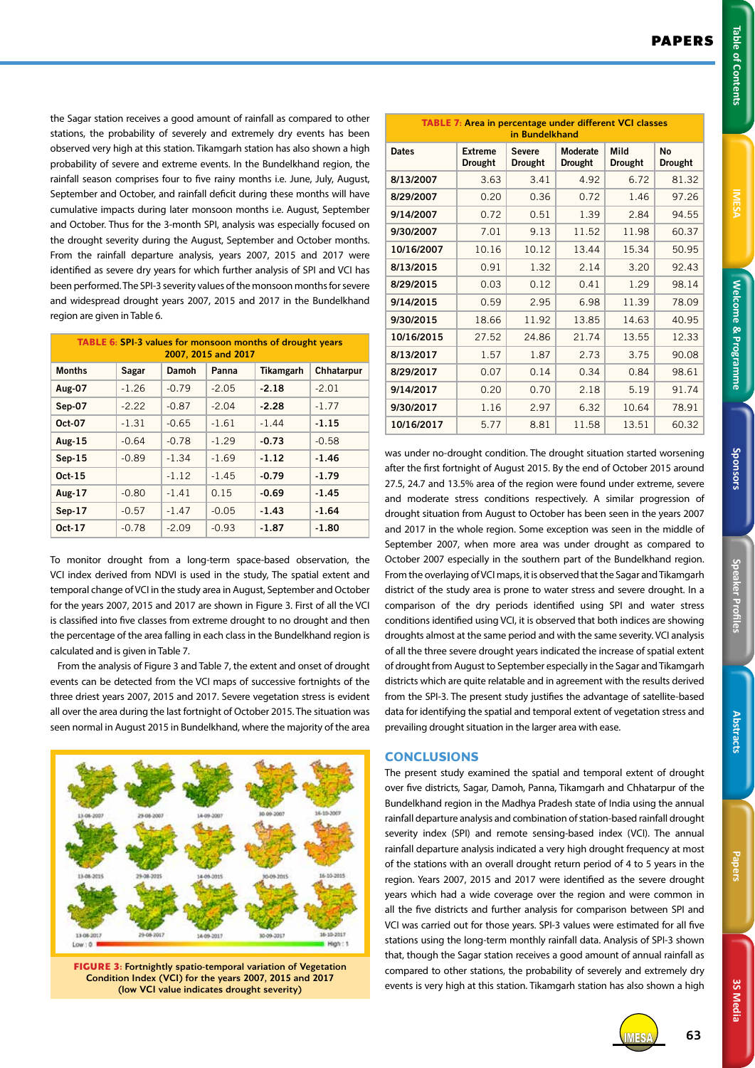the Sagar station receives a good amount of rainfall as compared to other stations, the probability of severely and extremely dry events has been observed very high at this station. Tikamgarh station has also shown a high probability of severe and extreme events. In the Bundelkhand region, the rainfall season comprises four to five rainy months i.e. June, July, August, September and October, and rainfall deficit during these months will have cumulative impacts during later monsoon months i.e. August, September and October. Thus for the 3-month SPI, analysis was especially focused on the drought severity during the August, September and October months. From the rainfall departure analysis, years 2007, 2015 and 2017 were identified as severe dry years for which further analysis of SPI and VCI has been performed. The SPI-3 severity values of the monsoon months for severe and widespread drought years 2007, 2015 and 2017 in the Bundelkhand region are given in Table 6.

**TABLE 6: SPI-3 values for monsoon months of drought years 2007, 2015 and 2017**

| Months | Sagar | Damoh | Panna | Tikamgarh | Chhatarpur |
|---|---|---|---|---|---|
| Aug-07 | -1.26 | -0.79 | -2.05 | **-2.18** | -2.01 |
| Sep-07 | -2.22 | -0.87 | -2.04 | **-2.28** | -1.77 |
| Oct-07 | -1.31 | -0.65 | -1.61 | -1.44 | **-1.15** |
| Aug-15 | -0.64 | -0.78 | -1.29 | **-0.73** | -0.58 |
| Sep-15 | -0.89 | -1.34 | -1.69 | **-1.12** | **-1.46** |
| Oct-15 | | -1.12 | -1.45 | **-0.79** | **-1.79** |
| Aug-17 | -0.80 | -1.41 | 0.15 | **-0.69** | **-1.45** |
| Sep-17 | -0.57 | -1.47 | -0.05 | **-1.43** | **-1.64** |
| Oct-17 | -0.78 | -2.09 | -0.93 | **-1.87** | **-1.80** |

To monitor drought from a long-term space-based observation, the VCI index derived from NDVI is used in the study, The spatial extent and temporal change of VCI in the study area in August, September and October for the years 2007, 2015 and 2017 are shown in Figure 3. First of all the VCI is classified into five classes from extreme drought to no drought and then the percentage of the area falling in each class in the Bundelkhand region is calculated and is given in Table 7.

From the analysis of Figure 3 and Table 7, the extent and onset of drought events can be detected from the VCI maps of successive fortnights of the three driest years 2007, 2015 and 2017. Severe vegetation stress is evident all over the area during the last fortnight of October 2015. The situation was seen normal in August 2015 in Bundelkhand, where the majority of the area was under no-drought condition. The drought situation started worsening after the first fortnight of August 2015. By the end of October 2015 around 27.5, 24.7 and 13.5% area of the region were found under extreme, severe and moderate stress conditions respectively. A similar progression of drought situation from August to October has been seen in the years 2007 and 2017 in the whole region. Some exception was seen in the middle of September 2007, when more area was under drought as compared to October 2007 especially in the southern part of the Bundelkhand region. From the overlaying of VCI maps, it is observed that the Sagar and Tikamgarh district of the study area is prone to water stress and severe drought. In a comparison of the dry periods identified using SPI and water stress conditions identified using VCI, it is observed that both indices are showing droughts almost at the same period and with the same severity. VCI analysis of all the three severe drought years indicated the increase of spatial extent of drought from August to September especially in the Sagar and Tikamgarh districts which are quite relatable and in agreement with the results derived from the SPI-3. The present study justifies the advantage of satellite-based data for identifying the spatial and temporal extent of vegetation stress and prevailing drought situation in the larger area with ease.

**FIGURE 3: Fortnightly spatio-temporal variation of Vegetation Condition Index (VCI) for the years 2007, 2015 and 2017 (low VCI value indicates drought severity)**

**TABLE 7: Area in percentage under different VCI classes in Bundelkhand**

| Dates | Extreme Drought | Severe Drought | Moderate Drought | Mild Drought | No Drought |
|---|---|---|---|---|---|
| 8/13/2007 | 3.63 | 3.41 | 4.92 | 6.72 | 81.32 |
| 8/29/2007 | 0.20 | 0.36 | 0.72 | 1.46 | 97.26 |
| 9/14/2007 | 0.72 | 0.51 | 1.39 | 2.84 | 94.55 |
| 9/30/2007 | 7.01 | 9.13 | 11.52 | 11.98 | 60.37 |
| 10/16/2007 | 10.16 | 10.12 | 13.44 | 15.34 | 50.95 |
| 8/13/2015 | 0.91 | 1.32 | 2.14 | 3.20 | 92.43 |
| 8/29/2015 | 0.03 | 0.12 | 0.41 | 1.29 | 98.14 |
| 9/14/2015 | 0.59 | 2.95 | 6.98 | 11.39 | 78.09 |
| 9/30/2015 | 18.66 | 11.92 | 13.85 | 14.63 | 40.95 |
| 10/16/2015 | 27.52 | 24.86 | 21.74 | 13.55 | 12.33 |
| 8/13/2017 | 1.57 | 1.87 | 2.73 | 3.75 | 90.08 |
| 8/29/2017 | 0.07 | 0.14 | 0.34 | 0.84 | 98.61 |
| 9/14/2017 | 0.20 | 0.70 | 2.18 | 5.19 | 91.74 |
| 9/30/2017 | 1.16 | 2.97 | 6.32 | 10.64 | 78.91 |
| 10/16/2017 | 5.77 | 8.81 | 11.58 | 13.51 | 60.32 |

## CONCLUSIONS

The present study examined the spatial and temporal extent of drought over five districts, Sagar, Damoh, Panna, Tikamgarh and Chhatarpur of the Bundelkhand region in the Madhya Pradesh state of India using the annual rainfall departure analysis and combination of station-based rainfall drought severity index (SPI) and remote sensing-based index (VCI). The annual rainfall departure analysis indicated a very high drought frequency at most of the stations with an overall drought return period of 4 to 5 years in the region. Years 2007, 2015 and 2017 were identified as the severe drought years which had a wide coverage over the region and were common in all the five districts and further analysis for comparison between SPI and VCI was carried out for those years. SPI-3 values were estimated for all five stations using the long-term monthly rainfall data. Analysis of SPI-3 shown that, though the Sagar station receives a good amount of annual rainfall as compared to other stations, the probability of severely and extremely dry events is very high at this station. Tikamgarh station has also shown a high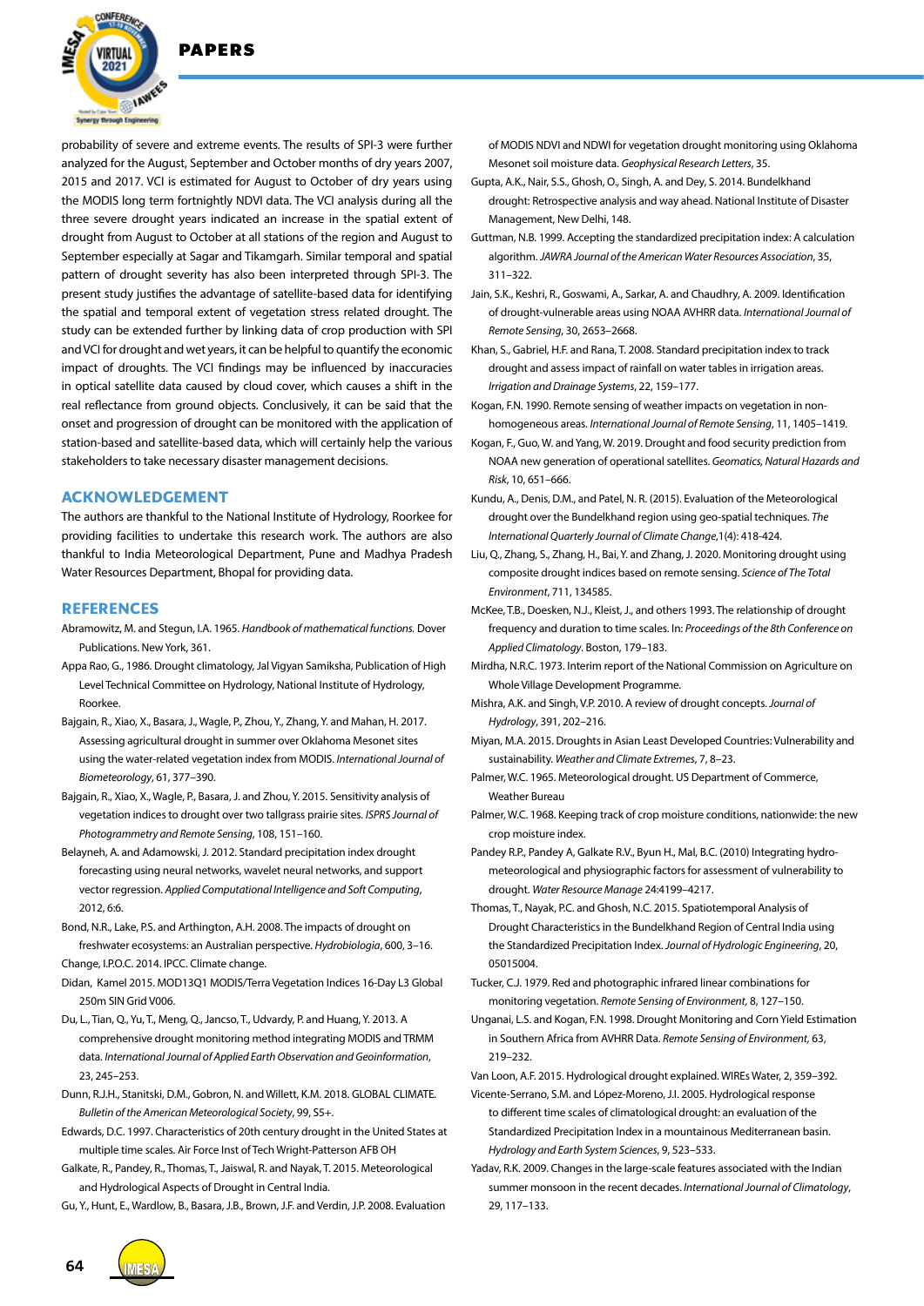probability of severe and extreme events. The results of SPI-3 were further analyzed for the August, September and October months of dry years 2007, 2015 and 2017. VCI is estimated for August to October of dry years using the MODIS long term fortnightly NDVI data. The VCI analysis during all the three severe drought years indicated an increase in the spatial extent of drought from August to October at all stations of the region and August to September especially at Sagar and Tikamgarh. Similar temporal and spatial pattern of drought severity has also been interpreted through SPI-3. The present study justifies the advantage of satellite-based data for identifying the spatial and temporal extent of vegetation stress related drought. The study can be extended further by linking data of crop production with SPI and VCI for drought and wet years, it can be helpful to quantify the economic impact of droughts. The VCI findings may be influenced by inaccuracies in optical satellite data caused by cloud cover, which causes a shift in the real reflectance from ground objects. Conclusively, it can be said that the onset and progression of drought can be monitored with the application of station-based and satellite-based data, which will certainly help the various stakeholders to take necessary disaster management decisions.

## ACKNOWLEDGEMENT

The authors are thankful to the National Institute of Hydrology, Roorkee for providing facilities to undertake this research work. The authors are also thankful to India Meteorological Department, Pune and Madhya Pradesh Water Resources Department, Bhopal for providing data.

## REFERENCES

Abramowitz, M. and Stegun, I.A. 1965. *Handbook of mathematical functions.* Dover Publications. New York, 361.

Appa Rao, G., 1986. Drought climatology, Jal Vigyan Samiksha, Publication of High Level Technical Committee on Hydrology, National Institute of Hydrology, Roorkee.

Bajgain, R., Xiao, X., Basara, J., Wagle, P., Zhou, Y., Zhang, Y. and Mahan, H. 2017. Assessing agricultural drought in summer over Oklahoma Mesonet sites using the water-related vegetation index from MODIS. *International Journal of Biometeorology*, 61, 377–390.

Bajgain, R., Xiao, X., Wagle, P., Basara, J. and Zhou, Y. 2015. Sensitivity analysis of vegetation indices to drought over two tallgrass prairie sites. *ISPRS Journal of Photogrammetry and Remote Sensing*, 108, 151–160.

Belayneh, A. and Adamowski, J. 2012. Standard precipitation index drought forecasting using neural networks, wavelet neural networks, and support vector regression. *Applied Computational Intelligence and Soft Computing*, 2012, 6:6.

Bond, N.R., Lake, P.S. and Arthington, A.H. 2008. The impacts of drought on freshwater ecosystems: an Australian perspective. *Hydrobiologia*, 600, 3–16.

Change, I.P.O.C. 2014. IPCC. Climate change.

Didan, Kamel 2015. MOD13Q1 MODIS/Terra Vegetation Indices 16-Day L3 Global 250m SIN Grid V006.

Du, L., Tian, Q., Yu, T., Meng, Q., Jancso, T., Udvardy, P. and Huang, Y. 2013. A comprehensive drought monitoring method integrating MODIS and TRMM data. *International Journal of Applied Earth Observation and Geoinformation*, 23, 245–253.

Dunn, R.J.H., Stanitski, D.M., Gobron, N. and Willett, K.M. 2018. GLOBAL CLIMATE. *Bulletin of the American Meteorological Society*, 99, S5+.

Edwards, D.C. 1997. Characteristics of 20th century drought in the United States at multiple time scales. Air Force Inst of Tech Wright-Patterson AFB OH

Galkate, R., Pandey, R., Thomas, T., Jaiswal, R. and Nayak, T. 2015. Meteorological and Hydrological Aspects of Drought in Central India.

Gu, Y., Hunt, E., Wardlow, B., Basara, J.B., Brown, J.F. and Verdin, J.P. 2008. Evaluation of MODIS NDVI and NDWI for vegetation drought monitoring using Oklahoma Mesonet soil moisture data. *Geophysical Research Letters*, 35.

Gupta, A.K., Nair, S.S., Ghosh, O., Singh, A. and Dey, S. 2014. Bundelkhand drought: Retrospective analysis and way ahead. National Institute of Disaster Management, New Delhi, 148.

Guttman, N.B. 1999. Accepting the standardized precipitation index: A calculation algorithm. *JAWRA Journal of the American Water Resources Association*, 35, 311–322.

Jain, S.K., Keshri, R., Goswami, A., Sarkar, A. and Chaudhry, A. 2009. Identification of drought-vulnerable areas using NOAA AVHRR data. *International Journal of Remote Sensing*, 30, 2653–2668.

Khan, S., Gabriel, H.F. and Rana, T. 2008. Standard precipitation index to track drought and assess impact of rainfall on water tables in irrigation areas. *Irrigation and Drainage Systems*, 22, 159–177.

Kogan, F.N. 1990. Remote sensing of weather impacts on vegetation in non-homogeneous areas. *International Journal of Remote Sensing*, 11, 1405–1419.

Kogan, F., Guo, W. and Yang, W. 2019. Drought and food security prediction from NOAA new generation of operational satellites. *Geomatics, Natural Hazards and Risk*, 10, 651–666.

Kundu, A., Denis, D.M., and Patel, N. R. (2015). Evaluation of the Meteorological drought over the Bundelkhand region using geo-spatial techniques. *The International Quarterly Journal of Climate Change*,1(4): 418-424.

Liu, Q., Zhang, S., Zhang, H., Bai, Y. and Zhang, J. 2020. Monitoring drought using composite drought indices based on remote sensing. *Science of The Total Environment*, 711, 134585.

McKee, T.B., Doesken, N.J., Kleist, J., and others 1993. The relationship of drought frequency and duration to time scales. In: *Proceedings of the 8th Conference on Applied Climatology*. Boston, 179–183.

Mirdha, N.R.C. 1973. Interim report of the National Commission on Agriculture on Whole Village Development Programme.

Mishra, A.K. and Singh, V.P. 2010. A review of drought concepts. *Journal of Hydrology*, 391, 202–216.

Miyan, M.A. 2015. Droughts in Asian Least Developed Countries: Vulnerability and sustainability. *Weather and Climate Extremes*, 7, 8–23.

Palmer, W.C. 1965. Meteorological drought. US Department of Commerce, Weather Bureau

Palmer, W.C. 1968. Keeping track of crop moisture conditions, nationwide: the new crop moisture index.

Pandey R.P., Pandey A., Galkate R.V., Byun H., Mal, B.C. (2010) Integrating hydro-meteorological and physiographic factors for assessment of vulnerability to drought. *Water Resource Manage* 24:4199–4217.

Thomas, T., Nayak, P.C. and Ghosh, N.C. 2015. Spatiotemporal Analysis of Drought Characteristics in the Bundelkhand Region of Central India using the Standardized Precipitation Index. *Journal of Hydrologic Engineering*, 20, 05015004.

Tucker, C.J. 1979. Red and photographic infrared linear combinations for monitoring vegetation. *Remote Sensing of Environment*, 8, 127–150.

Unganai, L.S. and Kogan, F.N. 1998. Drought Monitoring and Corn Yield Estimation in Southern Africa from AVHRR Data. *Remote Sensing of Environment*, 63, 219–232.

Van Loon, A.F. 2015. Hydrological drought explained. WIREs Water, 2, 359–392.

Vicente-Serrano, S.M. and López-Moreno, J.I. 2005. Hydrological response to different time scales of climatological drought: an evaluation of the Standardized Precipitation Index in a mountainous Mediterranean basin. *Hydrology and Earth System Sciences*, 9, 523–533.

Yadav, R.K. 2009. Changes in the large-scale features associated with the Indian summer monsoon in the recent decades. *International Journal of Climatology*, 29, 117–133.